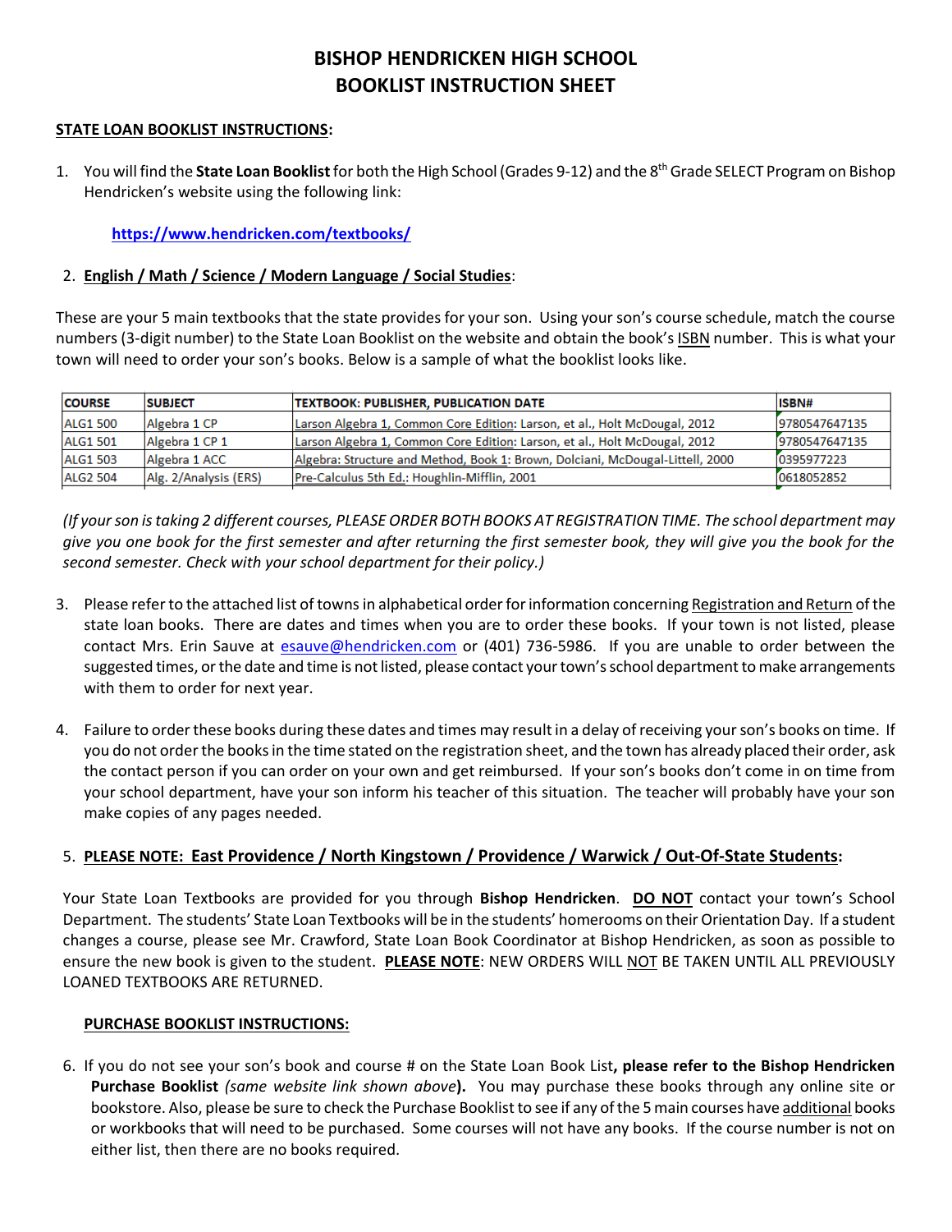# BISHOP HENDRICKEN HIGH SCHOOL
# BOOKLIST INSTRUCTION SHEET

**STATE LOAN BOOKLIST INSTRUCTIONS:**

1. You will find the **State Loan Booklist** for both the High School (Grades 9-12) and the 8th Grade SELECT Program on Bishop Hendricken's website using the following link:

   **https://www.hendricken.com/textbooks/**

2. **English / Math / Science / Modern Language / Social Studies**:

These are your 5 main textbooks that the state provides for your son. Using your son's course schedule, match the course numbers (3-digit number) to the State Loan Booklist on the website and obtain the book's ISBN number. This is what your town will need to order your son's books. Below is a sample of what the booklist looks like.

| COURSE | SUBJECT | TEXTBOOK: PUBLISHER, PUBLICATION DATE | ISBN# |
|---|---|---|---|
| ALG1 500 | Algebra 1 CP | Larson Algebra 1, Common Core Edition: Larson, et al., Holt McDougal, 2012 | 9780547647135 |
| ALG1 501 | Algebra 1 CP 1 | Larson Algebra 1, Common Core Edition: Larson, et al., Holt McDougal, 2012 | 9780547647135 |
| ALG1 503 | Algebra 1 ACC | Algebra: Structure and Method, Book 1: Brown, Dolciani, McDougal-Littell, 2000 | 0395977223 |
| ALG2 504 | Alg. 2/Analysis (ERS) | Pre-Calculus 5th Ed.: Houghlin-Mifflin, 2001 | 0618052852 |

*(If your son is taking 2 different courses, PLEASE ORDER BOTH BOOKS AT REGISTRATION TIME. The school department may give you one book for the first semester and after returning the first semester book, they will give you the book for the second semester. Check with your school department for their policy.)*

3. Please refer to the attached list of towns in alphabetical order for information concerning Registration and Return of the state loan books. There are dates and times when you are to order these books. If your town is not listed, please contact Mrs. Erin Sauve at esauve@hendricken.com or (401) 736-5986. If you are unable to order between the suggested times, or the date and time is not listed, please contact your town's school department to make arrangements with them to order for next year.

4. Failure to order these books during these dates and times may result in a delay of receiving your son's books on time. If you do not order the books in the time stated on the registration sheet, and the town has already placed their order, ask the contact person if you can order on your own and get reimbursed. If your son's books don't come in on time from your school department, have your son inform his teacher of this situation. The teacher will probably have your son make copies of any pages needed.

5. **PLEASE NOTE: East Providence / North Kingstown / Providence / Warwick / Out-Of-State Students:**

Your State Loan Textbooks are provided for you through **Bishop Hendricken**. **DO NOT** contact your town's School Department. The students' State Loan Textbooks will be in the students' homerooms on their Orientation Day. If a student changes a course, please see Mr. Crawford, State Loan Book Coordinator at Bishop Hendricken, as soon as possible to ensure the new book is given to the student. **PLEASE NOTE**: NEW ORDERS WILL NOT BE TAKEN UNTIL ALL PREVIOUSLY LOANED TEXTBOOKS ARE RETURNED.

**PURCHASE BOOKLIST INSTRUCTIONS:**

6. If you do not see your son's book and course # on the State Loan Book List**, please refer to the Bishop Hendricken Purchase Booklist** *(same website link shown above)***.** You may purchase these books through any online site or bookstore. Also, please be sure to check the Purchase Booklist to see if any of the 5 main courses have additional books or workbooks that will need to be purchased. Some courses will not have any books. If the course number is not on either list, then there are no books required.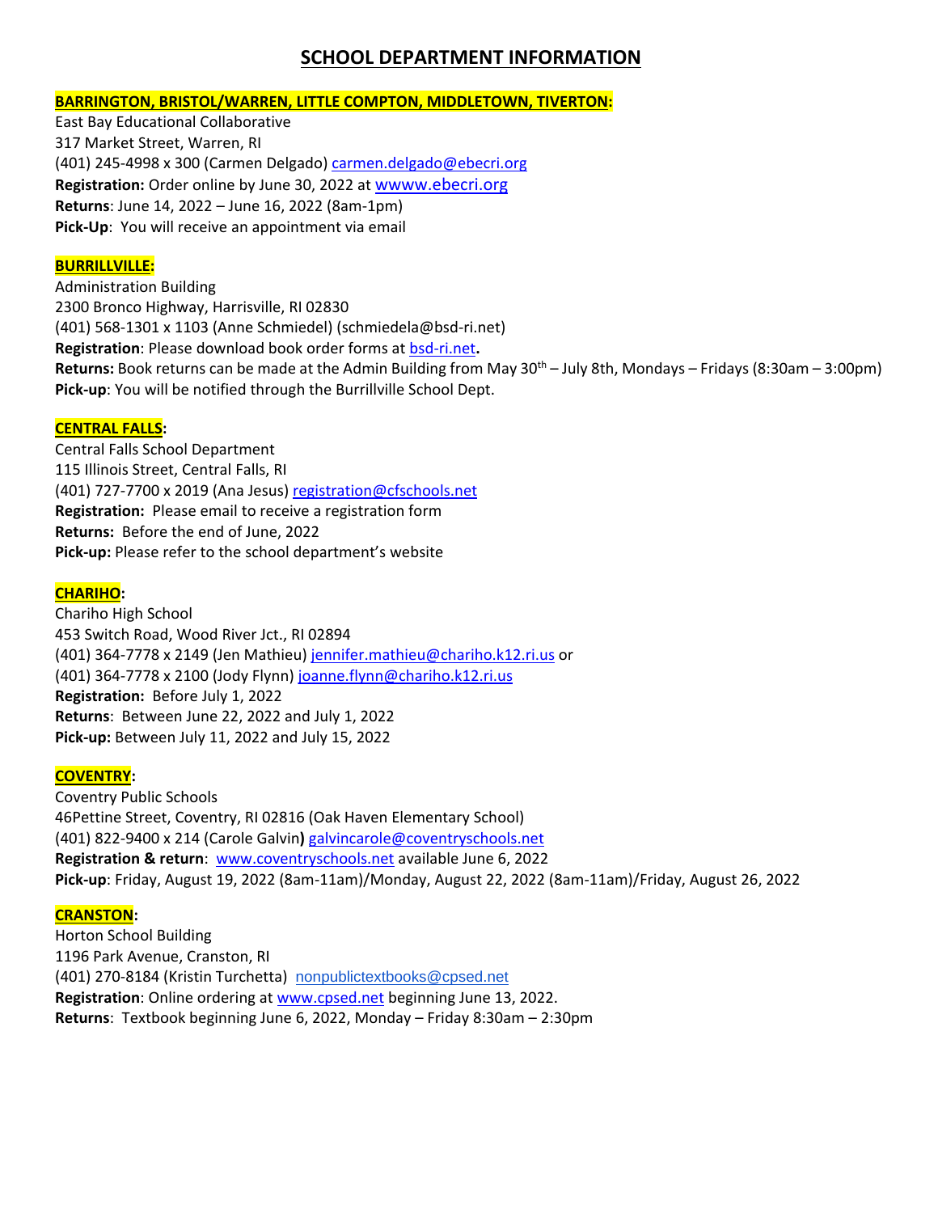# SCHOOL DEPARTMENT INFORMATION

**BARRINGTON, BRISTOL/WARREN, LITTLE COMPTON, MIDDLETOWN, TIVERTON:**

East Bay Educational Collaborative
317 Market Street, Warren, RI
(401) 245-4998 x 300 (Carmen Delgado) carmen.delgado@ebecri.org
**Registration:** Order online by June 30, 2022 at wwww.ebecri.org
**Returns**: June 14, 2022 – June 16, 2022 (8am-1pm)
**Pick-Up**: You will receive an appointment via email

**BURRILLVILLE:**

Administration Building
2300 Bronco Highway, Harrisville, RI 02830
(401) 568-1301 x 1103 (Anne Schmiedel) (schmiedela@bsd-ri.net)
**Registration**: Please download book order forms at bsd-ri.net**.**
**Returns:** Book returns can be made at the Admin Building from May 30th – July 8th, Mondays – Fridays (8:30am – 3:00pm)
**Pick-up**: You will be notified through the Burrillville School Dept.

**CENTRAL FALLS:**

Central Falls School Department
115 Illinois Street, Central Falls, RI
(401) 727-7700 x 2019 (Ana Jesus) registration@cfschools.net
**Registration:** Please email to receive a registration form
**Returns:** Before the end of June, 2022
**Pick-up:** Please refer to the school department's website

**CHARIHO:**

Chariho High School
453 Switch Road, Wood River Jct., RI 02894
(401) 364-7778 x 2149 (Jen Mathieu) jennifer.mathieu@chariho.k12.ri.us or
(401) 364-7778 x 2100 (Jody Flynn) joanne.flynn@chariho.k12.ri.us
**Registration:** Before July 1, 2022
**Returns**: Between June 22, 2022 and July 1, 2022
**Pick-up:** Between July 11, 2022 and July 15, 2022

**COVENTRY:**

Coventry Public Schools
46Pettine Street, Coventry, RI 02816 (Oak Haven Elementary School)
(401) 822-9400 x 214 (Carole Galvin**)** galvincarole@coventryschools.net
**Registration & return**: www.coventryschools.net available June 6, 2022
**Pick-up**: Friday, August 19, 2022 (8am-11am)/Monday, August 22, 2022 (8am-11am)/Friday, August 26, 2022

**CRANSTON:**

Horton School Building
1196 Park Avenue, Cranston, RI
(401) 270-8184 (Kristin Turchetta) nonpublictextbooks@cpsed.net
**Registration**: Online ordering at www.cpsed.net beginning June 13, 2022.
**Returns**: Textbook beginning June 6, 2022, Monday – Friday 8:30am – 2:30pm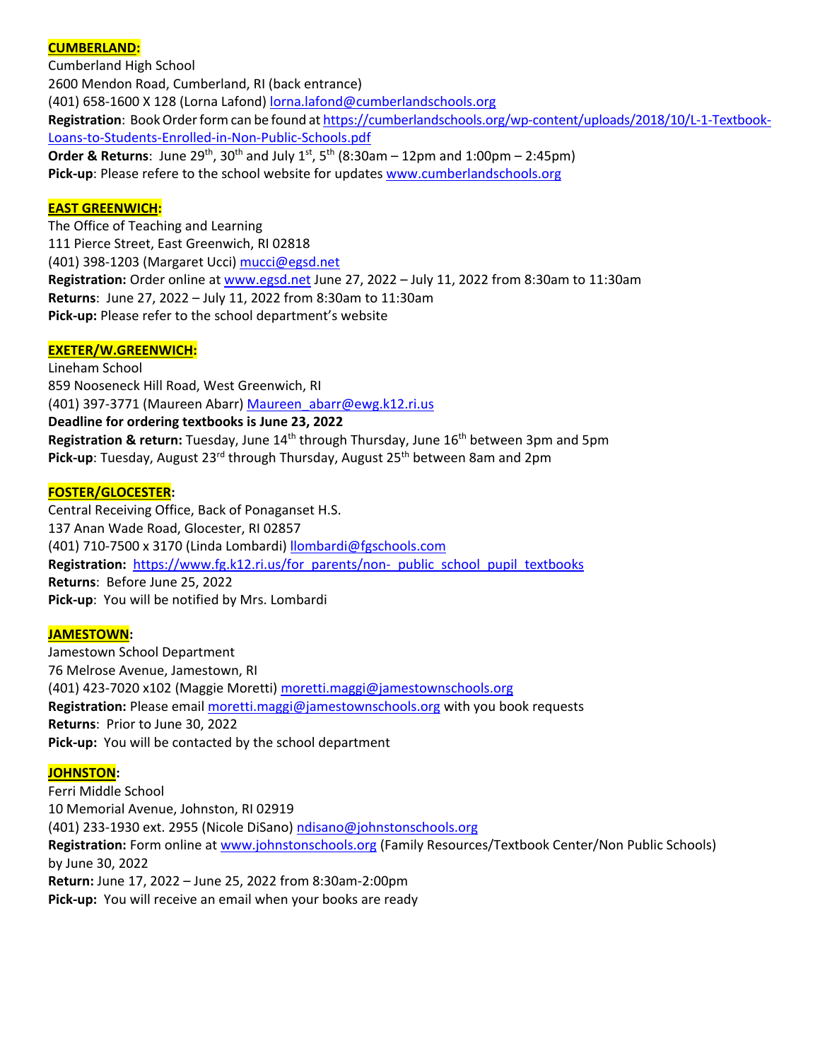**CUMBERLAND:**

Cumberland High School
2600 Mendon Road, Cumberland, RI (back entrance)
(401) 658-1600 X 128 (Lorna Lafond) lorna.lafond@cumberlandschools.org
**Registration**: Book Order form can be found at https://cumberlandschools.org/wp-content/uploads/2018/10/L-1-Textbook-Loans-to-Students-Enrolled-in-Non-Public-Schools.pdf
**Order & Returns**: June 29th, 30th and July 1st, 5th (8:30am – 12pm and 1:00pm – 2:45pm)
**Pick-up**: Please refere to the school website for updates www.cumberlandschools.org

**EAST GREENWICH:**

The Office of Teaching and Learning
111 Pierce Street, East Greenwich, RI 02818
(401) 398-1203 (Margaret Ucci) mucci@egsd.net
**Registration:** Order online at www.egsd.net June 27, 2022 – July 11, 2022 from 8:30am to 11:30am
**Returns**: June 27, 2022 – July 11, 2022 from 8:30am to 11:30am
**Pick-up:** Please refer to the school department's website

**EXETER/W.GREENWICH:**

Lineham School
859 Nooseneck Hill Road, West Greenwich, RI
(401) 397-3771 (Maureen Abarr) Maureen_abarr@ewg.k12.ri.us
**Deadline for ordering textbooks is June 23, 2022**
**Registration & return:** Tuesday, June 14th through Thursday, June 16th between 3pm and 5pm
**Pick-up**: Tuesday, August 23rd through Thursday, August 25th between 8am and 2pm

**FOSTER/GLOCESTER:**

Central Receiving Office, Back of Ponaganset H.S.
137 Anan Wade Road, Glocester, RI 02857
(401) 710-7500 x 3170 (Linda Lombardi) llombardi@fgschools.com
**Registration:** https://www.fg.k12.ri.us/for_parents/non-_public_school_pupil_textbooks
**Returns**: Before June 25, 2022
**Pick-up**: You will be notified by Mrs. Lombardi

**JAMESTOWN:**

Jamestown School Department
76 Melrose Avenue, Jamestown, RI
(401) 423-7020 x102 (Maggie Moretti) moretti.maggi@jamestownschools.org
**Registration:** Please email moretti.maggi@jamestownschools.org with you book requests
**Returns**: Prior to June 30, 2022
**Pick-up:** You will be contacted by the school department

**JOHNSTON:**

Ferri Middle School
10 Memorial Avenue, Johnston, RI 02919
(401) 233-1930 ext. 2955 (Nicole DiSano) ndisano@johnstonschools.org
**Registration:** Form online at www.johnstonschools.org (Family Resources/Textbook Center/Non Public Schools) by June 30, 2022
**Return:** June 17, 2022 – June 25, 2022 from 8:30am-2:00pm
**Pick-up:** You will receive an email when your books are ready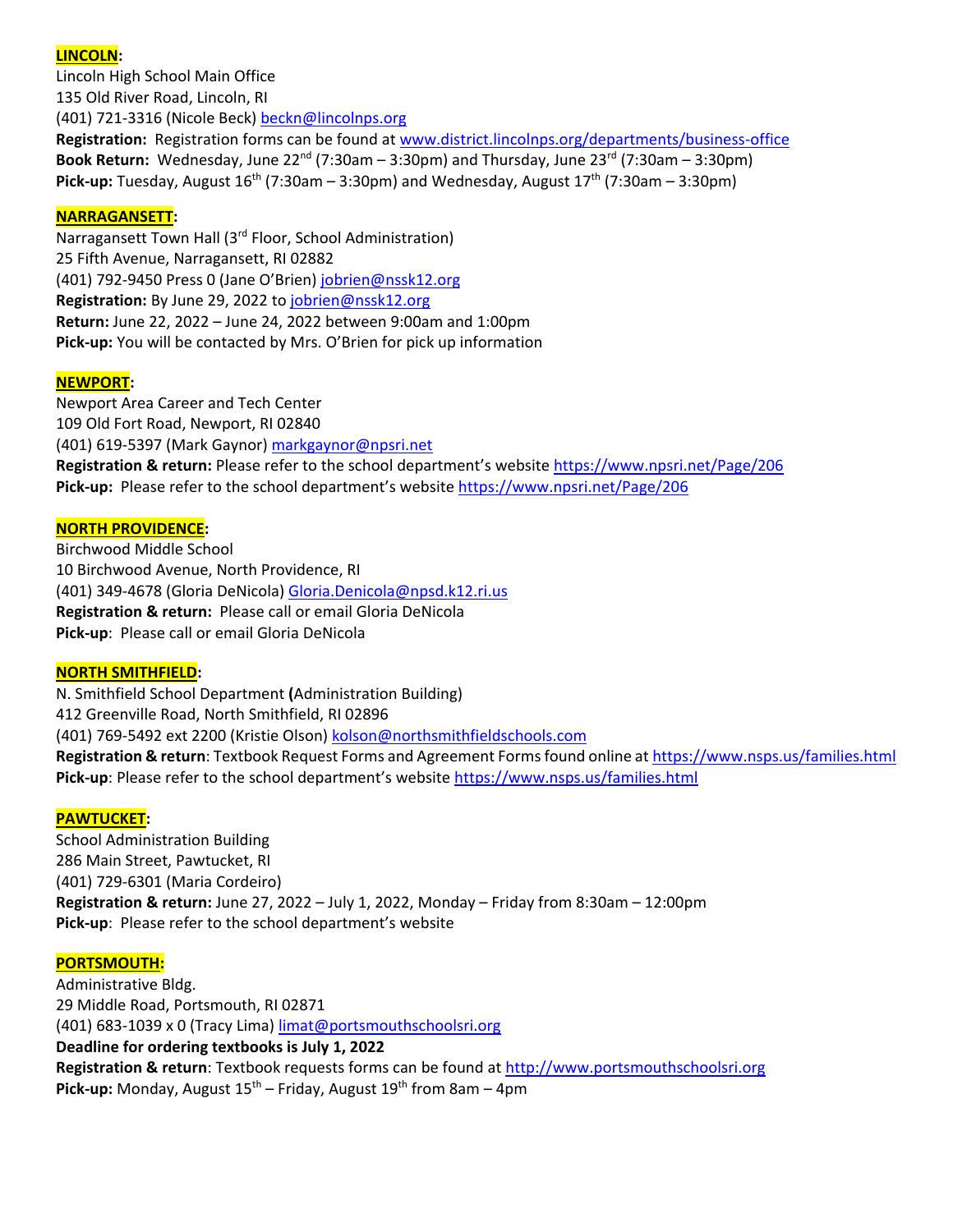**LINCOLN:**
Lincoln High School Main Office
135 Old River Road, Lincoln, RI
(401) 721-3316 (Nicole Beck) beckn@lincolnps.org
**Registration:** Registration forms can be found at www.district.lincolnps.org/departments/business-office
**Book Return:** Wednesday, June 22nd (7:30am – 3:30pm) and Thursday, June 23rd (7:30am – 3:30pm)
**Pick-up:** Tuesday, August 16th (7:30am – 3:30pm) and Wednesday, August 17th (7:30am – 3:30pm)

**NARRAGANSETT:**
Narragansett Town Hall (3rd Floor, School Administration)
25 Fifth Avenue, Narragansett, RI 02882
(401) 792-9450 Press 0 (Jane O'Brien) jobrien@nssk12.org
**Registration:** By June 29, 2022 to jobrien@nssk12.org
**Return:** June 22, 2022 – June 24, 2022 between 9:00am and 1:00pm
**Pick-up:** You will be contacted by Mrs. O'Brien for pick up information

**NEWPORT:**
Newport Area Career and Tech Center
109 Old Fort Road, Newport, RI 02840
(401) 619-5397 (Mark Gaynor) markgaynor@npsri.net
**Registration & return:** Please refer to the school department's website https://www.npsri.net/Page/206
**Pick-up:** Please refer to the school department's website https://www.npsri.net/Page/206

**NORTH PROVIDENCE:**
Birchwood Middle School
10 Birchwood Avenue, North Providence, RI
(401) 349-4678 (Gloria DeNicola) Gloria.Denicola@npsd.k12.ri.us
**Registration & return:** Please call or email Gloria DeNicola
**Pick-up**: Please call or email Gloria DeNicola

**NORTH SMITHFIELD:**
N. Smithfield School Department **(**Administration Building)
412 Greenville Road, North Smithfield, RI 02896
(401) 769-5492 ext 2200 (Kristie Olson) kolson@northsmithfieldschools.com
**Registration & return**: Textbook Request Forms and Agreement Forms found online at https://www.nsps.us/families.html
**Pick-up**: Please refer to the school department's website https://www.nsps.us/families.html

**PAWTUCKET:**
School Administration Building
286 Main Street, Pawtucket, RI
(401) 729-6301 (Maria Cordeiro)
**Registration & return:** June 27, 2022 – July 1, 2022, Monday – Friday from 8:30am – 12:00pm
**Pick-up**: Please refer to the school department's website

**PORTSMOUTH:**
Administrative Bldg.
29 Middle Road, Portsmouth, RI 02871
(401) 683-1039 x 0 (Tracy Lima) limat@portsmouthschoolsri.org
**Deadline for ordering textbooks is July 1, 2022**
**Registration & return**: Textbook requests forms can be found at http://www.portsmouthschoolsri.org
**Pick-up:** Monday, August 15th – Friday, August 19th from 8am – 4pm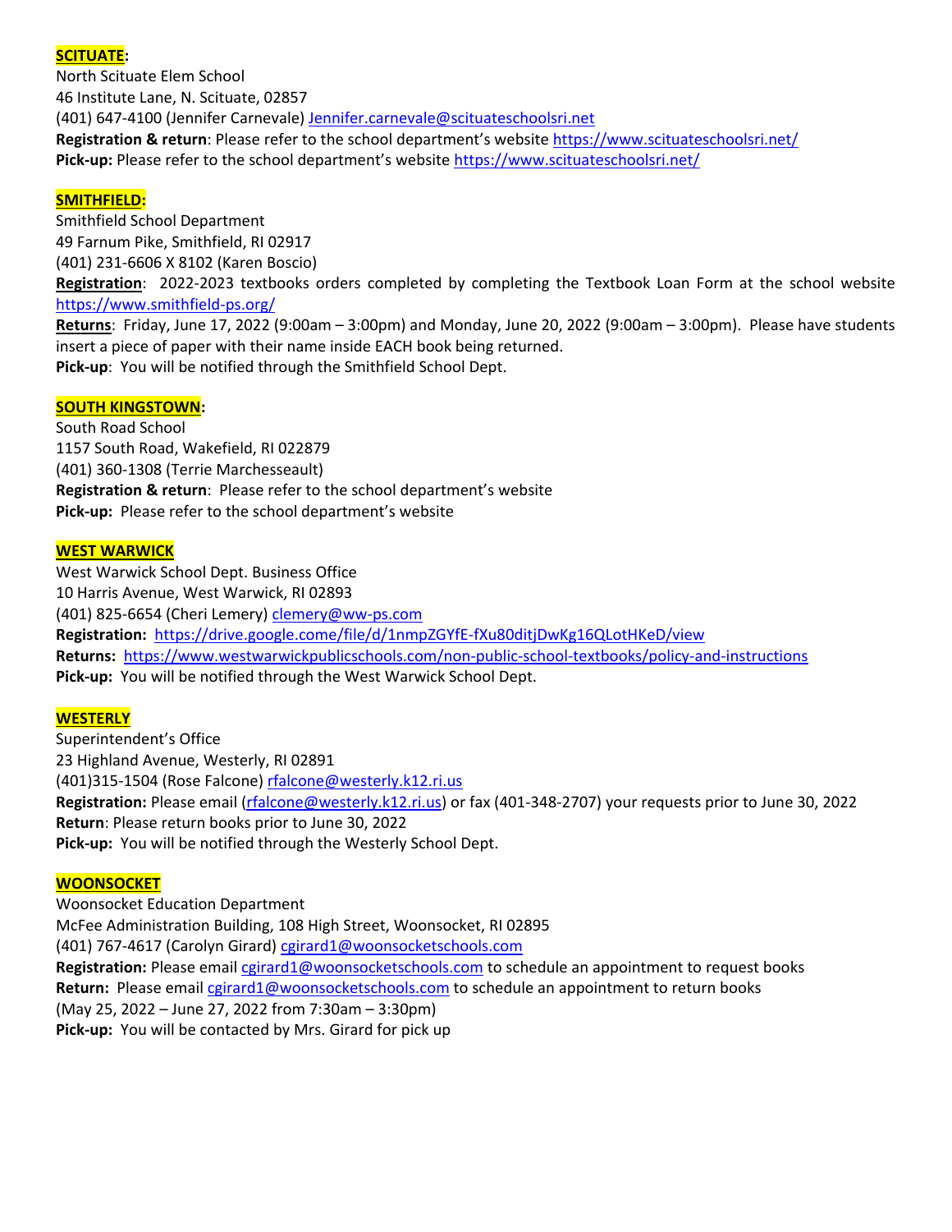**SCITUATE:**
North Scituate Elem School
46 Institute Lane, N. Scituate, 02857
(401) 647-4100 (Jennifer Carnevale) Jennifer.carnevale@scituateschoolsri.net
**Registration & return**: Please refer to the school department's website https://www.scituateschoolsri.net/
**Pick-up:** Please refer to the school department's website https://www.scituateschoolsri.net/

**SMITHFIELD:**
Smithfield School Department
49 Farnum Pike, Smithfield, RI 02917
(401) 231-6606 X 8102 (Karen Boscio)
**Registration**: 2022-2023 textbooks orders completed by completing the Textbook Loan Form at the school website https://www.smithfield-ps.org/
**Returns**: Friday, June 17, 2022 (9:00am – 3:00pm) and Monday, June 20, 2022 (9:00am – 3:00pm). Please have students insert a piece of paper with their name inside EACH book being returned.
**Pick-up**: You will be notified through the Smithfield School Dept.

**SOUTH KINGSTOWN:**
South Road School
1157 South Road, Wakefield, RI 022879
(401) 360-1308 (Terrie Marchesseault)
**Registration & return**: Please refer to the school department's website
**Pick-up:** Please refer to the school department's website

**WEST WARWICK**
West Warwick School Dept. Business Office
10 Harris Avenue, West Warwick, RI 02893
(401) 825-6654 (Cheri Lemery) clemery@ww-ps.com
**Registration:** https://drive.googlе.come/file/d/1nmpZGYfE-fXu80ditjDwKg16QLotHKeD/view
**Returns:** https://www.westwarwickpublicschools.com/non-public-school-textbooks/policy-and-instructions
**Pick-up:** You will be notified through the West Warwick School Dept.

**WESTERLY**
Superintendent's Office
23 Highland Avenue, Westerly, RI 02891
(401)315-1504 (Rose Falcone) rfalcone@westerly.k12.ri.us
**Registration:** Please email (rfalcone@westerly.k12.ri.us) or fax (401-348-2707) your requests prior to June 30, 2022
**Return**: Please return books prior to June 30, 2022
**Pick-up:** You will be notified through the Westerly School Dept.

**WOONSOCKET**
Woonsocket Education Department
McFee Administration Building, 108 High Street, Woonsocket, RI 02895
(401) 767-4617 (Carolyn Girard) cgirard1@woonsocketschools.com
**Registration:** Please email cgirard1@woonsocketschools.com to schedule an appointment to request books
**Return:** Please email cgirard1@woonsocketschools.com to schedule an appointment to return books
(May 25, 2022 – June 27, 2022 from 7:30am – 3:30pm)
**Pick-up:** You will be contacted by Mrs. Girard for pick up